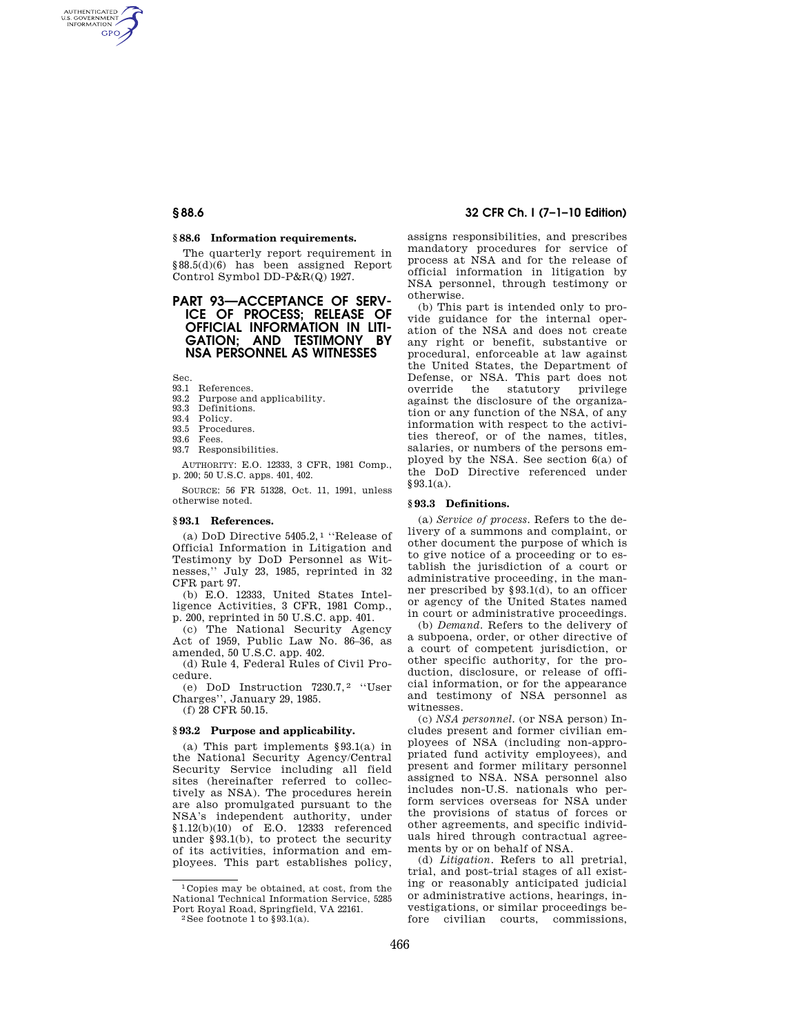## § 88.6 Information requirements.

The quarterly report requirement in §88.5(d)(6) has been assigned Report Control Symbol DD-P&R(Q) 1927.

# PART 93—ACCEPTANCE OF SERVICE OF PROCESS; RELEASE OF OFFICIAL INFORMATION IN LITIGATION; AND TESTIMONY BY NSA PERSONNEL AS WITNESSES

Sec.
93.1 References.
93.2 Purpose and applicability.
93.3 Definitions.
93.4 Policy.
93.5 Procedures.
93.6 Fees.
93.7 Responsibilities.

AUTHORITY: E.O. 12333, 3 CFR, 1981 Comp., p. 200; 50 U.S.C. apps. 401, 402.

SOURCE: 56 FR 51328, Oct. 11, 1991, unless otherwise noted.

## § 93.1 References.

(a) DoD Directive 5405.2,[1] ''Release of Official Information in Litigation and Testimony by DoD Personnel as Witnesses,'' July 23, 1985, reprinted in 32 CFR part 97.

(b) E.O. 12333, United States Intelligence Activities, 3 CFR, 1981 Comp., p. 200, reprinted in 50 U.S.C. app. 401.

(c) The National Security Agency Act of 1959, Public Law No. 86–36, as amended, 50 U.S.C. app. 402.

(d) Rule 4, Federal Rules of Civil Procedure.

(e) DoD Instruction 7230.7,[2] ''User Charges'', January 29, 1985.

(f) 28 CFR 50.15.

## § 93.2 Purpose and applicability.

(a) This part implements §93.1(a) in the National Security Agency/Central Security Service including all field sites (hereinafter referred to collectively as NSA). The procedures herein are also promulgated pursuant to the NSA's independent authority, under §1.12(b)(10) of E.O. 12333 referenced under §93.1(b), to protect the security of its activities, information and employees. This part establishes policy, assigns responsibilities, and prescribes mandatory procedures for service of process at NSA and for the release of official information in litigation by NSA personnel, through testimony or otherwise.

(b) This part is intended only to provide guidance for the internal operation of the NSA and does not create any right or benefit, substantive or procedural, enforceable at law against the United States, the Department of Defense, or NSA. This part does not override the statutory privilege against the disclosure of the organization or any function of the NSA, of any information with respect to the activities thereof, or of the names, titles, salaries, or numbers of the persons employed by the NSA. See section 6(a) of the DoD Directive referenced under §93.1(a).

## § 93.3 Definitions.

(a) *Service of process.* Refers to the delivery of a summons and complaint, or other document the purpose of which is to give notice of a proceeding or to establish the jurisdiction of a court or administrative proceeding, in the manner prescribed by §93.1(d), to an officer or agency of the United States named in court or administrative proceedings.

(b) *Demand.* Refers to the delivery of a subpoena, order, or other directive of a court of competent jurisdiction, or other specific authority, for the production, disclosure, or release of official information, or for the appearance and testimony of NSA personnel as witnesses.

(c) *NSA personnel.* (or NSA person) Includes present and former civilian employees of NSA (including non-appropriated fund activity employees), and present and former military personnel assigned to NSA. NSA personnel also includes non-U.S. nationals who perform services overseas for NSA under the provisions of status of forces or other agreements, and specific individuals hired through contractual agreements by or on behalf of NSA.

(d) *Litigation.* Refers to all pretrial, trial, and post-trial stages of all existing or reasonably anticipated judicial or administrative actions, hearings, investigations, or similar proceedings before civilian courts, commissions,

[1] Copies may be obtained, at cost, from the National Technical Information Service, 5285 Port Royal Road, Springfield, VA 22161.

[2] See footnote 1 to §93.1(a).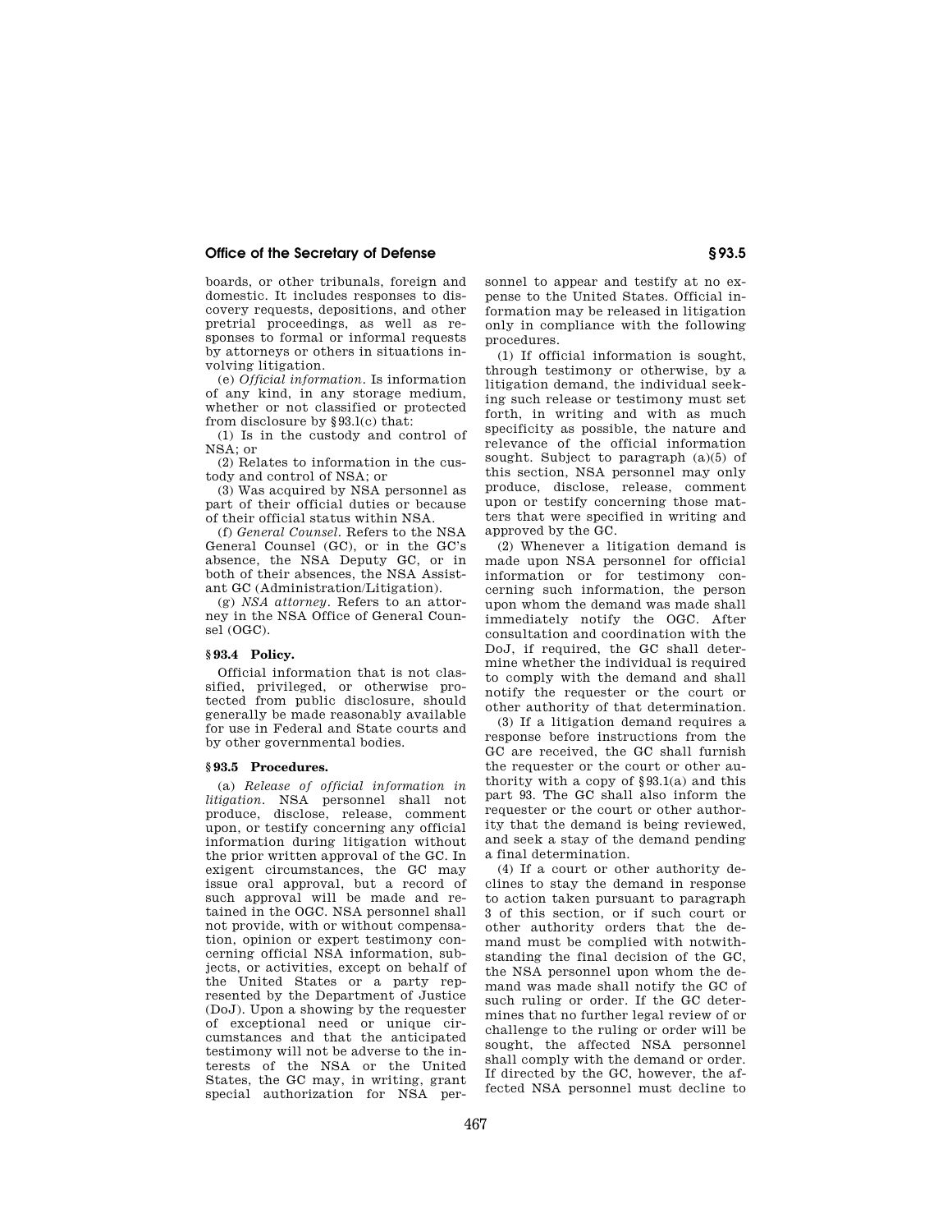boards, or other tribunals, foreign and domestic. It includes responses to discovery requests, depositions, and other pretrial proceedings, as well as responses to formal or informal requests by attorneys or others in situations involving litigation.

(e) *Official information.* Is information of any kind, in any storage medium, whether or not classified or protected from disclosure by §93.1(c) that:

(1) Is in the custody and control of NSA; or

(2) Relates to information in the custody and control of NSA; or

(3) Was acquired by NSA personnel as part of their official duties or because of their official status within NSA.

(f) *General Counsel.* Refers to the NSA General Counsel (GC), or in the GC's absence, the NSA Deputy GC, or in both of their absences, the NSA Assistant GC (Administration/Litigation).

(g) *NSA attorney.* Refers to an attorney in the NSA Office of General Counsel (OGC).

## § 93.4 Policy.

Official information that is not classified, privileged, or otherwise protected from public disclosure, should generally be made reasonably available for use in Federal and State courts and by other governmental bodies.

## § 93.5 Procedures.

(a) *Release of official information in litigation.* NSA personnel shall not produce, disclose, release, comment upon, or testify concerning any official information during litigation without the prior written approval of the GC. In exigent circumstances, the GC may issue oral approval, but a record of such approval will be made and retained in the OGC. NSA personnel shall not provide, with or without compensation, opinion or expert testimony concerning official NSA information, subjects, or activities, except on behalf of the United States or a party represented by the Department of Justice (DoJ). Upon a showing by the requester of exceptional need or unique circumstances and that the anticipated testimony will not be adverse to the interests of the NSA or the United States, the GC may, in writing, grant special authorization for NSA personnel to appear and testify at no expense to the United States. Official information may be released in litigation only in compliance with the following procedures.

(1) If official information is sought, through testimony or otherwise, by a litigation demand, the individual seeking such release or testimony must set forth, in writing and with as much specificity as possible, the nature and relevance of the official information sought. Subject to paragraph (a)(5) of this section, NSA personnel may only produce, disclose, release, comment upon or testify concerning those matters that were specified in writing and approved by the GC.

(2) Whenever a litigation demand is made upon NSA personnel for official information or for testimony concerning such information, the person upon whom the demand was made shall immediately notify the OGC. After consultation and coordination with the DoJ, if required, the GC shall determine whether the individual is required to comply with the demand and shall notify the requester or the court or other authority of that determination.

(3) If a litigation demand requires a response before instructions from the GC are received, the GC shall furnish the requester or the court or other authority with a copy of §93.1(a) and this part 93. The GC shall also inform the requester or the court or other authority that the demand is being reviewed, and seek a stay of the demand pending a final determination.

(4) If a court or other authority declines to stay the demand in response to action taken pursuant to paragraph 3 of this section, or if such court or other authority orders that the demand must be complied with notwithstanding the final decision of the GC, the NSA personnel upon whom the demand was made shall notify the GC of such ruling or order. If the GC determines that no further legal review of or challenge to the ruling or order will be sought, the affected NSA personnel shall comply with the demand or order. If directed by the GC, however, the affected NSA personnel must decline to